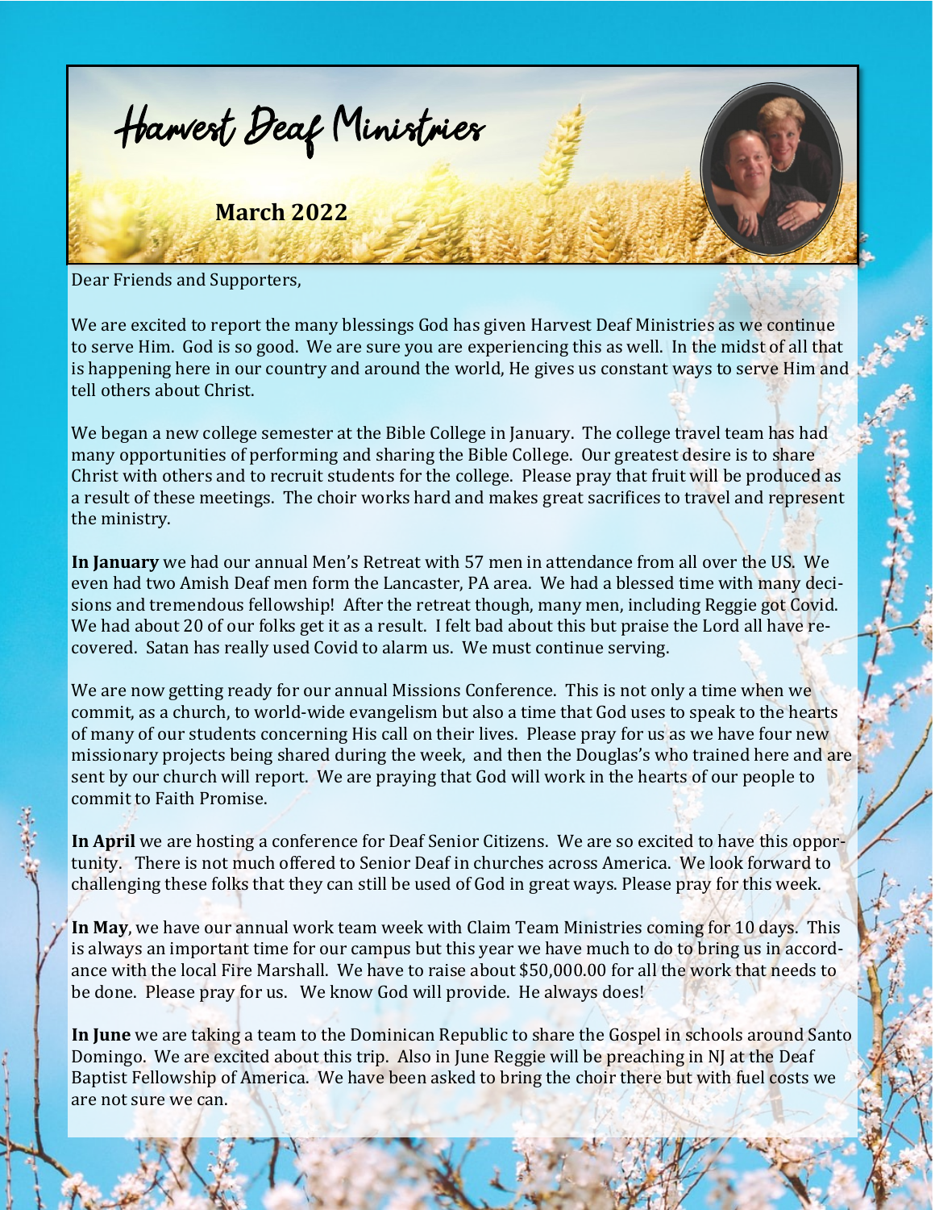# Harvest Deaf Ministries

**March 2022**

Dear Friends and Supporters,

We are excited to report the many blessings God has given Harvest Deaf Ministries as we continue to serve Him. God is so good. We are sure you are experiencing this as well. In the midst of all that is happening here in our country and around the world, He gives us constant ways to serve Him and tell others about Christ.

We began a new college semester at the Bible College in January. The college travel team has had many opportunities of performing and sharing the Bible College. Our greatest desire is to share Christ with others and to recruit students for the college. Please pray that fruit will be produced as a result of these meetings. The choir works hard and makes great sacrifices to travel and represent the ministry.

**In January** we had our annual Men's Retreat with 57 men in attendance from all over the US. We even had two Amish Deaf men form the Lancaster, PA area. We had a blessed time with many decisions and tremendous fellowship! After the retreat though, many men, including Reggie got Covid. We had about 20 of our folks get it as a result. I felt bad about this but praise the Lord all have recovered. Satan has really used Covid to alarm us. We must continue serving.

We are now getting ready for our annual Missions Conference. This is not only a time when we commit, as a church, to world-wide evangelism but also a time that God uses to speak to the hearts of many of our students concerning His call on their lives. Please pray for us as we have four new missionary projects being shared during the week, and then the Douglas's who trained here and are sent by our church will report. We are praying that God will work in the hearts of our people to commit to Faith Promise.

**In April** we are hosting a conference for Deaf Senior Citizens. We are so excited to have this opportunity. There is not much offered to Senior Deaf in churches across America. We look forward to challenging these folks that they can still be used of God in great ways. Please pray for this week.

**In May**, we have our annual work team week with Claim Team Ministries coming for 10 days. This is always an important time for our campus but this year we have much to do to bring us in accordance with the local Fire Marshall. We have to raise about $50,000.00 for all the work that needs to be done. Please pray for us. We know God will provide. He always does!

**In June** we are taking a team to the Dominican Republic to share the Gospel in schools around Santo Domingo. We are excited about this trip. Also in June Reggie will be preaching in NJ at the Deaf Baptist Fellowship of America. We have been asked to bring the choir there but with fuel costs we are not sure we can.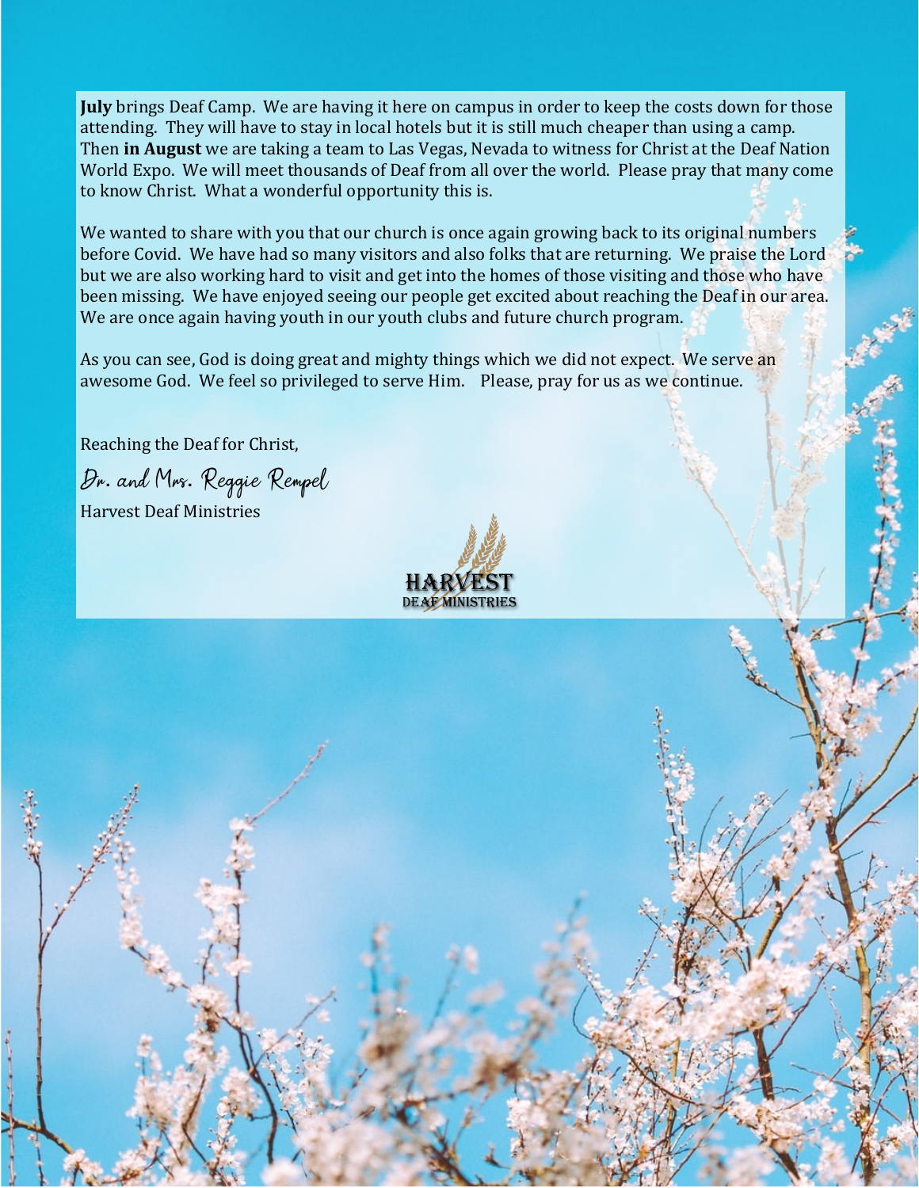**July** brings Deaf Camp. We are having it here on campus in order to keep the costs down for those attending. They will have to stay in local hotels but it is still much cheaper than using a camp. Then **in August** we are taking a team to Las Vegas, Nevada to witness for Christ at the Deaf Nation World Expo. We will meet thousands of Deaf from all over the world. Please pray that many come to know Christ. What a wonderful opportunity this is.

We wanted to share with you that our church is once again growing back to its original numbers before Covid. We have had so many visitors and also folks that are returning. We praise the Lord but we are also working hard to visit and get into the homes of those visiting and those who have been missing. We have enjoyed seeing our people get excited about reaching the Deaf in our area. We are once again having youth in our youth clubs and future church program.

As you can see, God is doing great and mighty things which we did not expect. We serve an awesome God. We feel so privileged to serve Him. Please, pray for us as we continue.

Reaching the Deaf for Christ,

*Dr. and Mrs. Reggie Rempel*

Harvest Deaf Ministries

HARVEST
DEAF MINISTRIES